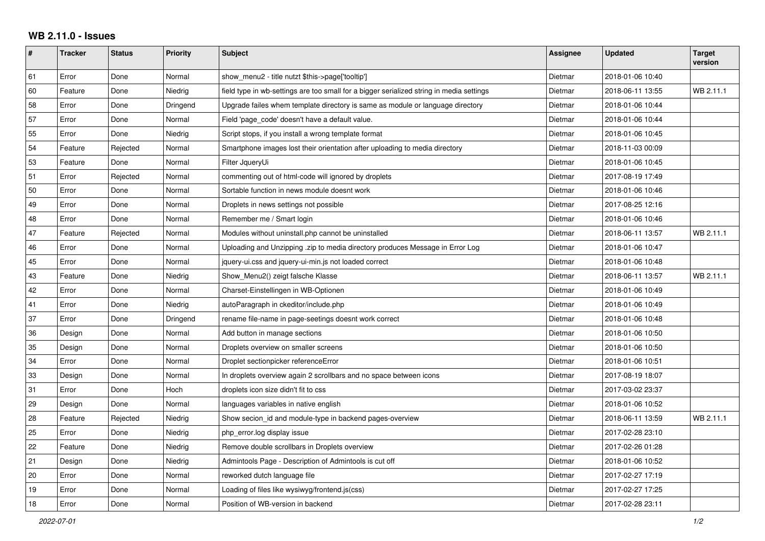# WB 2.11.0 - Issues

| # | Tracker | Status | Priority | Subject | Assignee | Updated | Target version |
|---|---|---|---|---|---|---|---|
| 61 | Error | Done | Normal | show_menu2 - title nutzt $this->page['tooltip'] | Dietmar | 2018-01-06 10:40 | |
| 60 | Feature | Done | Niedrig | field type in wb-settings are too small for a bigger serialized string in media settings | Dietmar | 2018-06-11 13:55 | WB 2.11.1 |
| 58 | Error | Done | Dringend | Upgrade failes whem template directory is same as module or language directory | Dietmar | 2018-01-06 10:44 | |
| 57 | Error | Done | Normal | Field 'page_code' doesn't have a default value. | Dietmar | 2018-01-06 10:44 | |
| 55 | Error | Done | Niedrig | Script stops, if you install a wrong template format | Dietmar | 2018-01-06 10:45 | |
| 54 | Feature | Rejected | Normal | Smartphone images lost their orientation after uploading to media directory | Dietmar | 2018-11-03 00:09 | |
| 53 | Feature | Done | Normal | Filter JqueryUi | Dietmar | 2018-01-06 10:45 | |
| 51 | Error | Rejected | Normal | commenting out of html-code will ignored by droplets | Dietmar | 2017-08-19 17:49 | |
| 50 | Error | Done | Normal | Sortable function in news module doesnt work | Dietmar | 2018-01-06 10:46 | |
| 49 | Error | Done | Normal | Droplets in news settings not possible | Dietmar | 2017-08-25 12:16 | |
| 48 | Error | Done | Normal | Remember me / Smart login | Dietmar | 2018-01-06 10:46 | |
| 47 | Feature | Rejected | Normal | Modules without uninstall.php cannot be uninstalled | Dietmar | 2018-06-11 13:57 | WB 2.11.1 |
| 46 | Error | Done | Normal | Uploading and Unzipping .zip to media directory produces Message in Error Log | Dietmar | 2018-01-06 10:47 | |
| 45 | Error | Done | Normal | jquery-ui.css and jquery-ui-min.js not loaded correct | Dietmar | 2018-01-06 10:48 | |
| 43 | Feature | Done | Niedrig | Show_Menu2() zeigt falsche Klasse | Dietmar | 2018-06-11 13:57 | WB 2.11.1 |
| 42 | Error | Done | Normal | Charset-Einstellingen in WB-Optionen | Dietmar | 2018-01-06 10:49 | |
| 41 | Error | Done | Niedrig | autoParagraph in ckeditor/include.php | Dietmar | 2018-01-06 10:49 | |
| 37 | Error | Done | Dringend | rename file-name in page-seetings doesnt work correct | Dietmar | 2018-01-06 10:48 | |
| 36 | Design | Done | Normal | Add button in manage sections | Dietmar | 2018-01-06 10:50 | |
| 35 | Design | Done | Normal | Droplets overview on smaller screens | Dietmar | 2018-01-06 10:50 | |
| 34 | Error | Done | Normal | Droplet sectionpicker referenceError | Dietmar | 2018-01-06 10:51 | |
| 33 | Design | Done | Normal | In droplets overview again 2 scrollbars and no space between icons | Dietmar | 2017-08-19 18:07 | |
| 31 | Error | Done | Hoch | droplets icon size didn't fit to css | Dietmar | 2017-03-02 23:37 | |
| 29 | Design | Done | Normal | languages variables in native english | Dietmar | 2018-01-06 10:52 | |
| 28 | Feature | Rejected | Niedrig | Show secion_id and module-type in backend pages-overview | Dietmar | 2018-06-11 13:59 | WB 2.11.1 |
| 25 | Error | Done | Niedrig | php_error.log display issue | Dietmar | 2017-02-28 23:10 | |
| 22 | Feature | Done | Niedrig | Remove double scrollbars in Droplets overview | Dietmar | 2017-02-26 01:28 | |
| 21 | Design | Done | Niedrig | Admintools Page - Description of Admintools is cut off | Dietmar | 2018-01-06 10:52 | |
| 20 | Error | Done | Normal | reworked dutch language file | Dietmar | 2017-02-27 17:19 | |
| 19 | Error | Done | Normal | Loading of files like wysiwyg/frontend.js(css) | Dietmar | 2017-02-27 17:25 | |
| 18 | Error | Done | Normal | Position of WB-version in backend | Dietmar | 2017-02-28 23:11 | |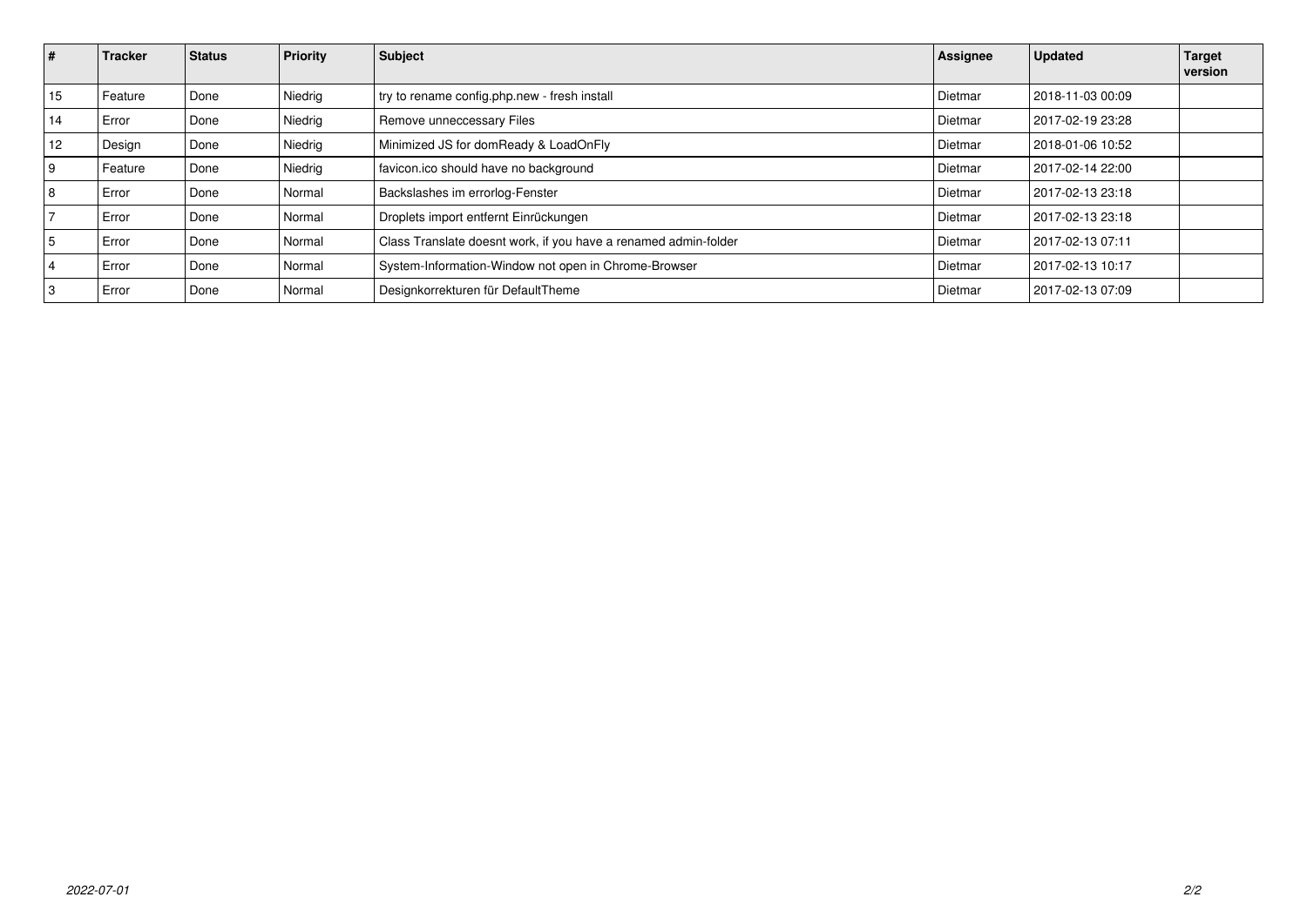| # | Tracker | Status | Priority | Subject | Assignee | Updated | Target version |
|---|---|---|---|---|---|---|---|
| 15 | Feature | Done | Niedrig | try to rename config.php.new - fresh install | Dietmar | 2018-11-03 00:09 | |
| 14 | Error | Done | Niedrig | Remove unneccessary Files | Dietmar | 2017-02-19 23:28 | |
| 12 | Design | Done | Niedrig | Minimized JS for domReady & LoadOnFly | Dietmar | 2018-01-06 10:52 | |
| 9 | Feature | Done | Niedrig | favicon.ico should have no background | Dietmar | 2017-02-14 22:00 | |
| 8 | Error | Done | Normal | Backslashes im errorlog-Fenster | Dietmar | 2017-02-13 23:18 | |
| 7 | Error | Done | Normal | Droplets import entfernt Einrückungen | Dietmar | 2017-02-13 23:18 | |
| 5 | Error | Done | Normal | Class Translate doesnt work, if you have a renamed admin-folder | Dietmar | 2017-02-13 07:11 | |
| 4 | Error | Done | Normal | System-Information-Window not open in Chrome-Browser | Dietmar | 2017-02-13 10:17 | |
| 3 | Error | Done | Normal | Designkorrekturen für DefaultTheme | Dietmar | 2017-02-13 07:09 | |